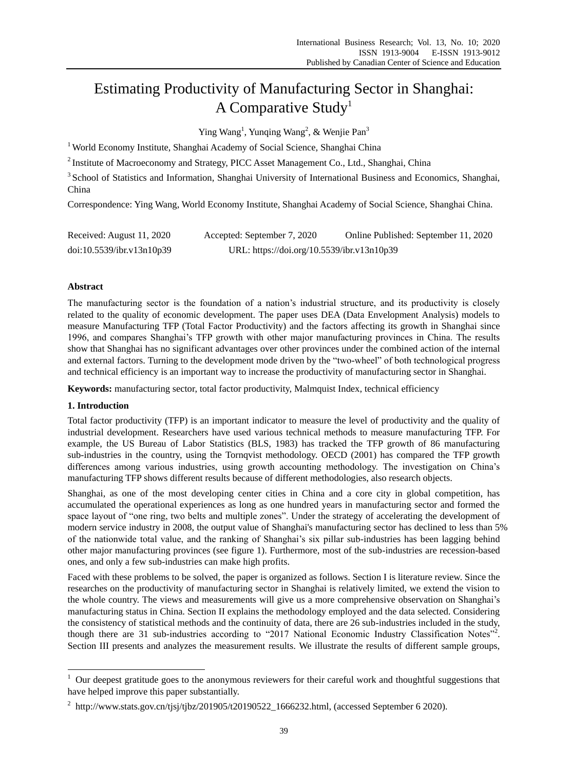# Estimating Productivity of Manufacturing Sector in Shanghai: A Comparative Study[1]

Ying Wang[1], Yunqing Wang[2], & Wenjie Pan[3]

[1] World Economy Institute, Shanghai Academy of Social Science, Shanghai China

[2] Institute of Macroeconomy and Strategy, PICC Asset Management Co., Ltd., Shanghai, China

[3] School of Statistics and Information, Shanghai University of International Business and Economics, Shanghai, China

Correspondence: Ying Wang, World Economy Institute, Shanghai Academy of Social Science, Shanghai China.

Received: August 11, 2020 Accepted: September 7, 2020 Online Published: September 11, 2020

doi:10.5539/ibr.v13n10p39 URL: https://doi.org/10.5539/ibr.v13n10p39

**Abstract**

The manufacturing sector is the foundation of a nation's industrial structure, and its productivity is closely related to the quality of economic development. The paper uses DEA (Data Envelopment Analysis) models to measure Manufacturing TFP (Total Factor Productivity) and the factors affecting its growth in Shanghai since 1996, and compares Shanghai's TFP growth with other major manufacturing provinces in China. The results show that Shanghai has no significant advantages over other provinces under the combined action of the internal and external factors. Turning to the development mode driven by the "two-wheel" of both technological progress and technical efficiency is an important way to increase the productivity of manufacturing sector in Shanghai.

**Keywords:** manufacturing sector, total factor productivity, Malmquist Index, technical efficiency

## 1. Introduction

Total factor productivity (TFP) is an important indicator to measure the level of productivity and the quality of industrial development. Researchers have used various technical methods to measure manufacturing TFP. For example, the US Bureau of Labor Statistics (BLS, 1983) has tracked the TFP growth of 86 manufacturing sub-industries in the country, using the Tornqvist methodology. OECD (2001) has compared the TFP growth differences among various industries, using growth accounting methodology. The investigation on China's manufacturing TFP shows different results because of different methodologies, also research objects.

Shanghai, as one of the most developing center cities in China and a core city in global competition, has accumulated the operational experiences as long as one hundred years in manufacturing sector and formed the space layout of "one ring, two belts and multiple zones". Under the strategy of accelerating the development of modern service industry in 2008, the output value of Shanghai's manufacturing sector has declined to less than 5% of the nationwide total value, and the ranking of Shanghai's six pillar sub-industries has been lagging behind other major manufacturing provinces (see figure 1). Furthermore, most of the sub-industries are recession-based ones, and only a few sub-industries can make high profits.

Faced with these problems to be solved, the paper is organized as follows. Section I is literature review. Since the researches on the productivity of manufacturing sector in Shanghai is relatively limited, we extend the vision to the whole country. The views and measurements will give us a more comprehensive observation on Shanghai's manufacturing status in China. Section II explains the methodology employed and the data selected. Considering the consistency of statistical methods and the continuity of data, there are 26 sub-industries included in the study, though there are 31 sub-industries according to "2017 National Economic Industry Classification Notes"[2]. Section III presents and analyzes the measurement results. We illustrate the results of different sample groups,

---

[1] Our deepest gratitude goes to the anonymous reviewers for their careful work and thoughtful suggestions that have helped improve this paper substantially.

[2] http://www.stats.gov.cn/tjsj/tjbz/201905/t20190522_1666232.html, (accessed September 6 2020).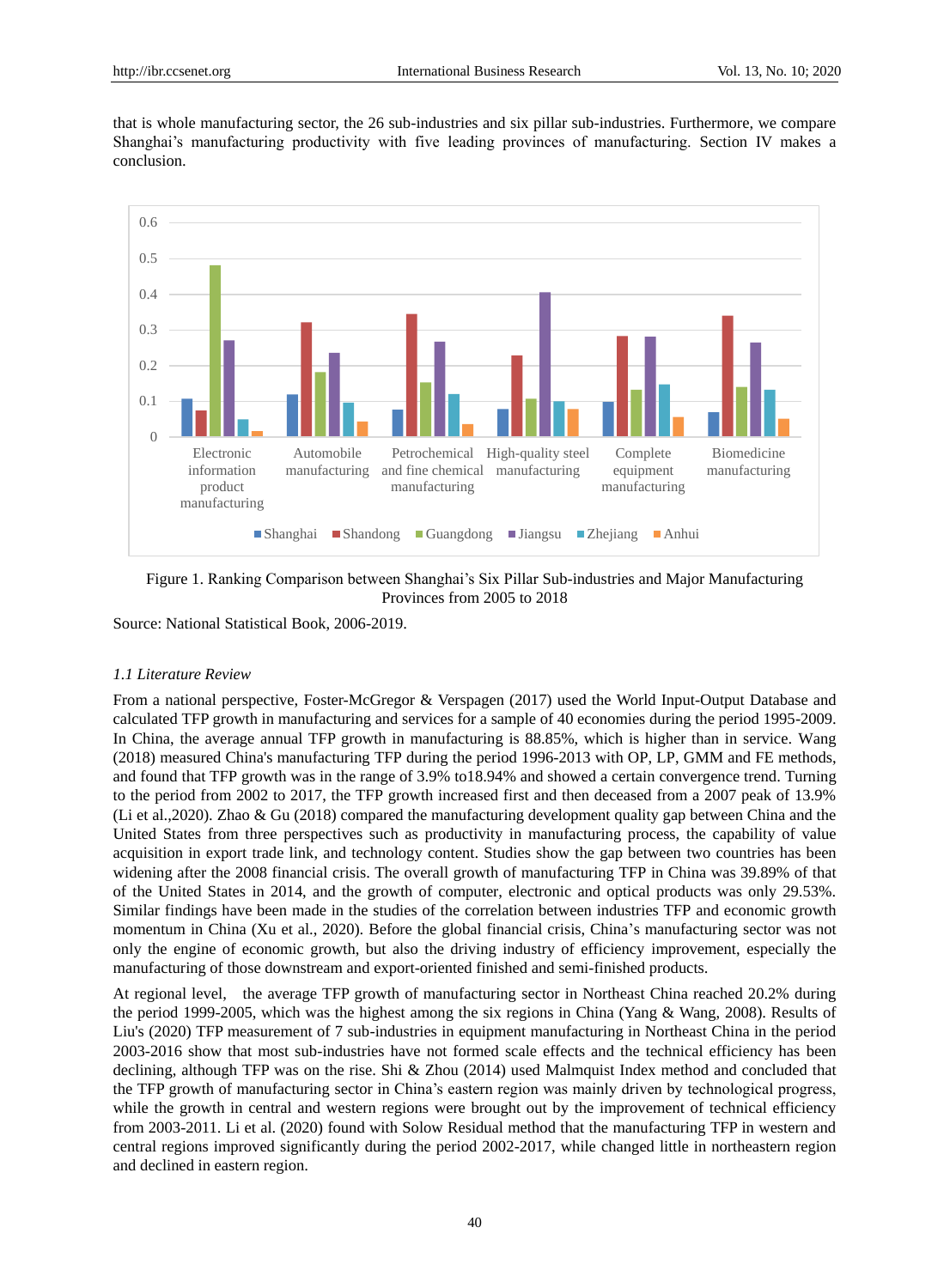that is whole manufacturing sector, the 26 sub-industries and six pillar sub-industries. Furthermore, we compare Shanghai's manufacturing productivity with five leading provinces of manufacturing. Section IV makes a conclusion.

Figure 1. Ranking Comparison between Shanghai's Six Pillar Sub-industries and Major Manufacturing Provinces from 2005 to 2018

Source: National Statistical Book, 2006-2019.

### *1.1 Literature Review*

From a national perspective, Foster-McGregor & Verspagen (2017) used the World Input-Output Database and calculated TFP growth in manufacturing and services for a sample of 40 economies during the period 1995-2009. In China, the average annual TFP growth in manufacturing is 88.85%, which is higher than in service. Wang (2018) measured China's manufacturing TFP during the period 1996-2013 with OP, LP, GMM and FE methods, and found that TFP growth was in the range of 3.9% to18.94% and showed a certain convergence trend. Turning to the period from 2002 to 2017, the TFP growth increased first and then deceased from a 2007 peak of 13.9% (Li et al.,2020). Zhao & Gu (2018) compared the manufacturing development quality gap between China and the United States from three perspectives such as productivity in manufacturing process, the capability of value acquisition in export trade link, and technology content. Studies show the gap between two countries has been widening after the 2008 financial crisis. The overall growth of manufacturing TFP in China was 39.89% of that of the United States in 2014, and the growth of computer, electronic and optical products was only 29.53%. Similar findings have been made in the studies of the correlation between industries TFP and economic growth momentum in China (Xu et al., 2020). Before the global financial crisis, China's manufacturing sector was not only the engine of economic growth, but also the driving industry of efficiency improvement, especially the manufacturing of those downstream and export-oriented finished and semi-finished products.

At regional level, the average TFP growth of manufacturing sector in Northeast China reached 20.2% during the period 1999-2005, which was the highest among the six regions in China (Yang & Wang, 2008). Results of Liu's (2020) TFP measurement of 7 sub-industries in equipment manufacturing in Northeast China in the period 2003-2016 show that most sub-industries have not formed scale effects and the technical efficiency has been declining, although TFP was on the rise. Shi & Zhou (2014) used Malmquist Index method and concluded that the TFP growth of manufacturing sector in China's eastern region was mainly driven by technological progress, while the growth in central and western regions were brought out by the improvement of technical efficiency from 2003-2011. Li et al. (2020) found with Solow Residual method that the manufacturing TFP in western and central regions improved significantly during the period 2002-2017, while changed little in northeastern region and declined in eastern region.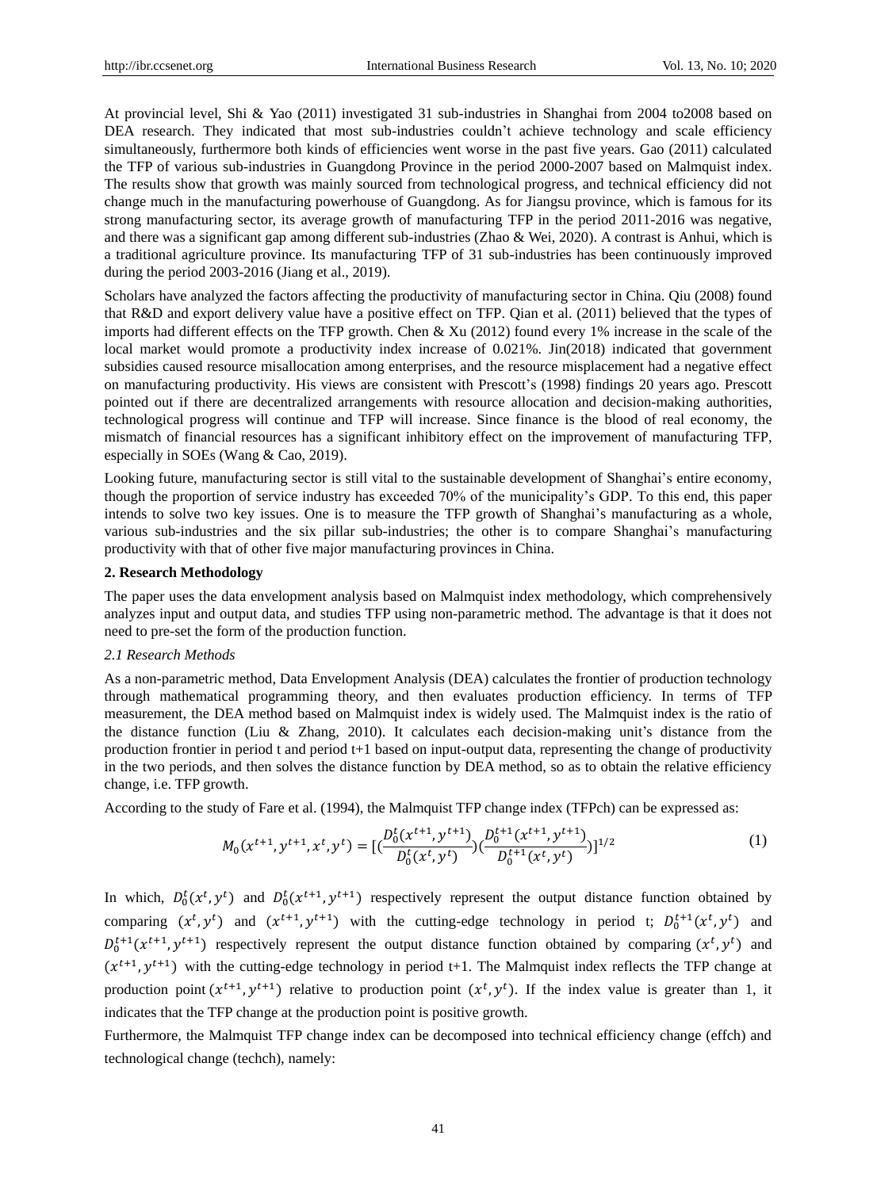At provincial level, Shi & Yao (2011) investigated 31 sub-industries in Shanghai from 2004 to2008 based on DEA research. They indicated that most sub-industries couldn't achieve technology and scale efficiency simultaneously, furthermore both kinds of efficiencies went worse in the past five years. Gao (2011) calculated the TFP of various sub-industries in Guangdong Province in the period 2000-2007 based on Malmquist index. The results show that growth was mainly sourced from technological progress, and technical efficiency did not change much in the manufacturing powerhouse of Guangdong. As for Jiangsu province, which is famous for its strong manufacturing sector, its average growth of manufacturing TFP in the period 2011-2016 was negative, and there was a significant gap among different sub-industries (Zhao & Wei, 2020). A contrast is Anhui, which is a traditional agriculture province. Its manufacturing TFP of 31 sub-industries has been continuously improved during the period 2003-2016 (Jiang et al., 2019).

Scholars have analyzed the factors affecting the productivity of manufacturing sector in China. Qiu (2008) found that R&D and export delivery value have a positive effect on TFP. Qian et al. (2011) believed that the types of imports had different effects on the TFP growth. Chen & Xu (2012) found every 1% increase in the scale of the local market would promote a productivity index increase of 0.021%. Jin(2018) indicated that government subsidies caused resource misallocation among enterprises, and the resource misplacement had a negative effect on manufacturing productivity. His views are consistent with Prescott's (1998) findings 20 years ago. Prescott pointed out if there are decentralized arrangements with resource allocation and decision-making authorities, technological progress will continue and TFP will increase. Since finance is the blood of real economy, the mismatch of financial resources has a significant inhibitory effect on the improvement of manufacturing TFP, especially in SOEs (Wang & Cao, 2019).

Looking future, manufacturing sector is still vital to the sustainable development of Shanghai's entire economy, though the proportion of service industry has exceeded 70% of the municipality's GDP. To this end, this paper intends to solve two key issues. One is to measure the TFP growth of Shanghai's manufacturing as a whole, various sub-industries and the six pillar sub-industries; the other is to compare Shanghai's manufacturing productivity with that of other five major manufacturing provinces in China.

## 2. Research Methodology

The paper uses the data envelopment analysis based on Malmquist index methodology, which comprehensively analyzes input and output data, and studies TFP using non-parametric method. The advantage is that it does not need to pre-set the form of the production function.

### *2.1 Research Methods*

As a non-parametric method, Data Envelopment Analysis (DEA) calculates the frontier of production technology through mathematical programming theory, and then evaluates production efficiency. In terms of TFP measurement, the DEA method based on Malmquist index is widely used. The Malmquist index is the ratio of the distance function (Liu & Zhang, 2010). It calculates each decision-making unit's distance from the production frontier in period t and period t+1 based on input-output data, representing the change of productivity in the two periods, and then solves the distance function by DEA method, so as to obtain the relative efficiency change, i.e. TFP growth.

According to the study of Fare et al. (1994), the Malmquist TFP change index (TFPch) can be expressed as:

$$M_0(x^{t+1}, y^{t+1}, x^t, y^t) = [(\frac{D_0^t(x^{t+1}, y^{t+1})}{D_0^t(x^t, y^t)})(\frac{D_0^{t+1}(x^{t+1}, y^{t+1})}{D_0^{t+1}(x^t, y^t)})]^{1/2} \tag{1}$$

In which, $D_0^t(x^t, y^t)$ and $D_0^t(x^{t+1}, y^{t+1})$ respectively represent the output distance function obtained by comparing $(x^t, y^t)$ and $(x^{t+1}, y^{t+1})$ with the cutting-edge technology in period t; $D_0^{t+1}(x^t, y^t)$ and $D_0^{t+1}(x^{t+1}, y^{t+1})$ respectively represent the output distance function obtained by comparing $(x^t, y^t)$ and $(x^{t+1}, y^{t+1})$ with the cutting-edge technology in period t+1. The Malmquist index reflects the TFP change at production point $(x^{t+1}, y^{t+1})$ relative to production point $(x^t, y^t)$. If the index value is greater than 1, it indicates that the TFP change at the production point is positive growth.

Furthermore, the Malmquist TFP change index can be decomposed into technical efficiency change (effch) and technological change (techch), namely: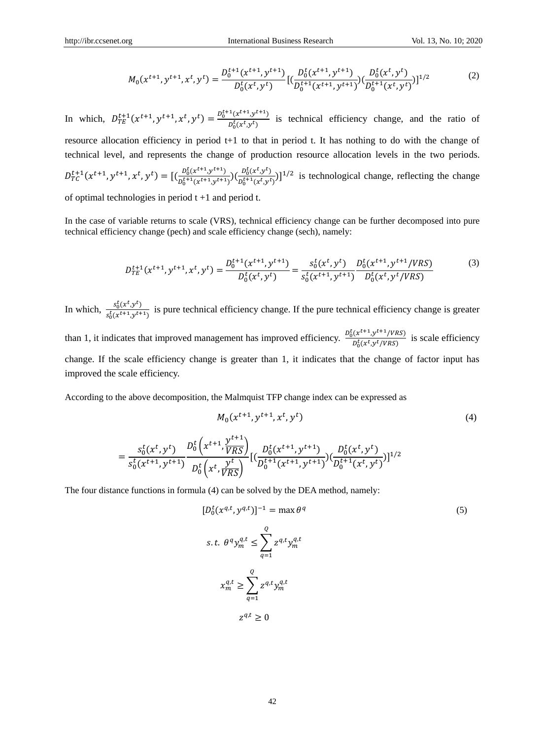$$M_0(x^{t+1}, y^{t+1}, x^t, y^t) = \frac{D_0^{t+1}(x^{t+1}, y^{t+1})}{D_0^t(x^t, y^t)}[(\frac{D_0^t(x^{t+1}, y^{t+1})}{D_0^{t+1}(x^{t+1}, y^{t+1})})(\frac{D_0^t(x^t, y^t)}{D_0^{t+1}(x^t, y^t)})]^{1/2} \tag{2}$$

In which, $D_{TE}^{t+1}(x^{t+1}, y^{t+1}, x^t, y^t) = \frac{D_0^{t+1}(x^{t+1}, y^{t+1})}{D_0^t(x^t, y^t)}$ is technical efficiency change, and the ratio of resource allocation efficiency in period t+1 to that in period t. It has nothing to do with the change of technical level, and represents the change of production resource allocation levels in the two periods. $D_{TC}^{t+1}(x^{t+1}, y^{t+1}, x^t, y^t) = [(\frac{D_0^t(x^{t+1}, y^{t+1})}{D_0^{t+1}(x^{t+1}, y^{t+1})})(\frac{D_0^t(x^t, y^t)}{D_0^{t+1}(x^t, y^t)})]^{1/2}$ is technological change, reflecting the change of optimal technologies in period t +1 and period t.

In the case of variable returns to scale (VRS), technical efficiency change can be further decomposed into pure technical efficiency change (pech) and scale efficiency change (sech), namely:

$$D_{TE}^{t+1}(x^{t+1}, y^{t+1}, x^t, y^t) = \frac{D_0^{t+1}(x^{t+1}, y^{t+1})}{D_0^t(x^t, y^t)} = \frac{s_0^t(x^t, y^t)}{s_0^t(x^{t+1}, y^{t+1})} \frac{D_0^t(x^{t+1}, y^{t+1}/VRS)}{D_0^t(x^t, y^t/VRS)} \tag{3}$$

In which, $\frac{s_0^t(x^t, y^t)}{s_0^t(x^{t+1}, y^{t+1})}$ is pure technical efficiency change. If the pure technical efficiency change is greater than 1, it indicates that improved management has improved efficiency. $\frac{D_0^t(x^{t+1}, y^{t+1}/VRS)}{D_0^t(x^t, y^t/VRS)}$ is scale efficiency change. If the scale efficiency change is greater than 1, it indicates that the change of factor input has improved the scale efficiency.

According to the above decomposition, the Malmquist TFP change index can be expressed as

$$M_0(x^{t+1}, y^{t+1}, x^t, y^t) \tag{4}$$

$$= \frac{s_0^t(x^t, y^t)}{s_0^t(x^{t+1}, y^{t+1})} \frac{D_0^t\left(x^{t+1}, \frac{y^{t+1}}{VRS}\right)}{D_0^t\left(x^t, \frac{y^t}{VRS}\right)}[(\frac{D_0^t(x^{t+1}, y^{t+1})}{D_0^{t+1}(x^{t+1}, y^{t+1})})(\frac{D_0^t(x^t, y^t)}{D_0^{t+1}(x^t, y^t)})]^{1/2}$$

The four distance functions in formula (4) can be solved by the DEA method, namely:

$$[D_0^t(x^{q,t}, y^{q,t})]^{-1} = \max \theta^q \tag{5}$$

$$s.t.\ \theta^q y_m^{q,t} \leq \sum_{q=1}^{Q} z^{q,t} y_m^{q,t}$$

$$x_m^{q,t} \geq \sum_{q=1}^{Q} z^{q,t} y_m^{q,t}$$

$$z^{q,t} \geq 0$$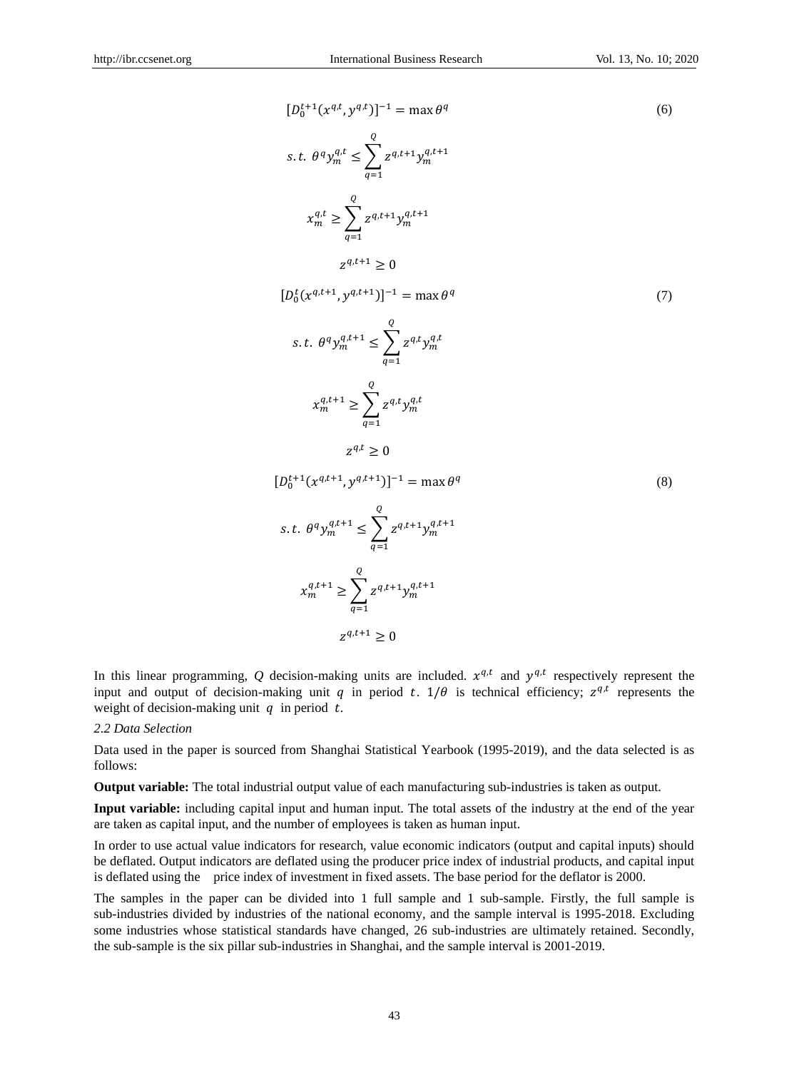$$[D_0^{t+1}(x^{q,t}, y^{q,t})]^{-1} = \max \theta^q \tag{6}$$

$$s.t.\ \theta^q y_m^{q,t} \leq \sum_{q=1}^{Q} z^{q,t+1} y_m^{q,t+1}$$

$$x_m^{q,t} \geq \sum_{q=1}^{Q} z^{q,t+1} y_m^{q,t+1}$$

$$z^{q,t+1} \geq 0$$

$$[D_0^{t}(x^{q,t+1}, y^{q,t+1})]^{-1} = \max \theta^q \tag{7}$$

$$s.t.\ \theta^q y_m^{q,t+1} \leq \sum_{q=1}^{Q} z^{q,t} y_m^{q,t}$$

$$x_m^{q,t+1} \geq \sum_{q=1}^{Q} z^{q,t} y_m^{q,t}$$

$$z^{q,t} \geq 0$$

$$[D_0^{t+1}(x^{q,t+1}, y^{q,t+1})]^{-1} = \max \theta^q \tag{8}$$

$$s.t.\ \theta^q y_m^{q,t+1} \leq \sum_{q=1}^{Q} z^{q,t+1} y_m^{q,t+1}$$

$$x_m^{q,t+1} \geq \sum_{q=1}^{Q} z^{q,t+1} y_m^{q,t+1}$$

$$z^{q,t+1} \geq 0$$

In this linear programming, $Q$ decision-making units are included. $x^{q,t}$ and $y^{q,t}$ respectively represent the input and output of decision-making unit $q$ in period $t$. $1/\theta$ is technical efficiency; $z^{q,t}$ represents the weight of decision-making unit $q$ in period $t$.

### *2.2 Data Selection*

Data used in the paper is sourced from Shanghai Statistical Yearbook (1995-2019), and the data selected is as follows:

**Output variable:** The total industrial output value of each manufacturing sub-industries is taken as output.

**Input variable:** including capital input and human input. The total assets of the industry at the end of the year are taken as capital input, and the number of employees is taken as human input.

In order to use actual value indicators for research, value economic indicators (output and capital inputs) should be deflated. Output indicators are deflated using the producer price index of industrial products, and capital input is deflated using the price index of investment in fixed assets. The base period for the deflator is 2000.

The samples in the paper can be divided into 1 full sample and 1 sub-sample. Firstly, the full sample is sub-industries divided by industries of the national economy, and the sample interval is 1995-2018. Excluding some industries whose statistical standards have changed, 26 sub-industries are ultimately retained. Secondly, the sub-sample is the six pillar sub-industries in Shanghai, and the sample interval is 2001-2019.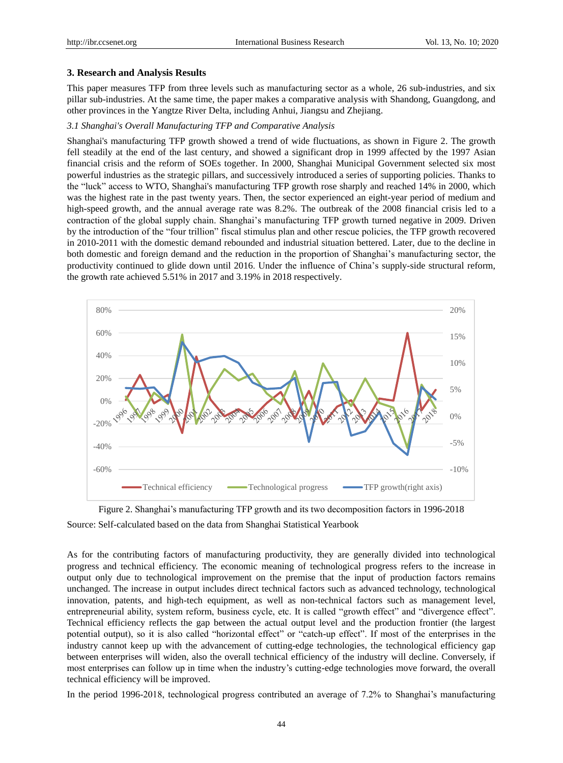## 3. Research and Analysis Results

This paper measures TFP from three levels such as manufacturing sector as a whole, 26 sub-industries, and six pillar sub-industries. At the same time, the paper makes a comparative analysis with Shandong, Guangdong, and other provinces in the Yangtze River Delta, including Anhui, Jiangsu and Zhejiang.

### *3.1 Shanghai's Overall Manufacturing TFP and Comparative Analysis*

Shanghai's manufacturing TFP growth showed a trend of wide fluctuations, as shown in Figure 2. The growth fell steadily at the end of the last century, and showed a significant drop in 1999 affected by the 1997 Asian financial crisis and the reform of SOEs together. In 2000, Shanghai Municipal Government selected six most powerful industries as the strategic pillars, and successively introduced a series of supporting policies. Thanks to the "luck" access to WTO, Shanghai's manufacturing TFP growth rose sharply and reached 14% in 2000, which was the highest rate in the past twenty years. Then, the sector experienced an eight-year period of medium and high-speed growth, and the annual average rate was 8.2%. The outbreak of the 2008 financial crisis led to a contraction of the global supply chain. Shanghai's manufacturing TFP growth turned negative in 2009. Driven by the introduction of the "four trillion" fiscal stimulus plan and other rescue policies, the TFP growth recovered in 2010-2011 with the domestic demand rebounded and industrial situation bettered. Later, due to the decline in both domestic and foreign demand and the reduction in the proportion of Shanghai's manufacturing sector, the productivity continued to glide down until 2016. Under the influence of China's supply-side structural reform, the growth rate achieved 5.51% in 2017 and 3.19% in 2018 respectively.

Figure 2. Shanghai's manufacturing TFP growth and its two decomposition factors in 1996-2018

Source: Self-calculated based on the data from Shanghai Statistical Yearbook

As for the contributing factors of manufacturing productivity, they are generally divided into technological progress and technical efficiency. The economic meaning of technological progress refers to the increase in output only due to technological improvement on the premise that the input of production factors remains unchanged. The increase in output includes direct technical factors such as advanced technology, technological innovation, patents, and high-tech equipment, as well as non-technical factors such as management level, entrepreneurial ability, system reform, business cycle, etc. It is called "growth effect" and "divergence effect". Technical efficiency reflects the gap between the actual output level and the production frontier (the largest potential output), so it is also called "horizontal effect" or "catch-up effect". If most of the enterprises in the industry cannot keep up with the advancement of cutting-edge technologies, the technological efficiency gap between enterprises will widen, also the overall technical efficiency of the industry will decline. Conversely, if most enterprises can follow up in time when the industry's cutting-edge technologies move forward, the overall technical efficiency will be improved.

In the period 1996-2018, technological progress contributed an average of 7.2% to Shanghai's manufacturing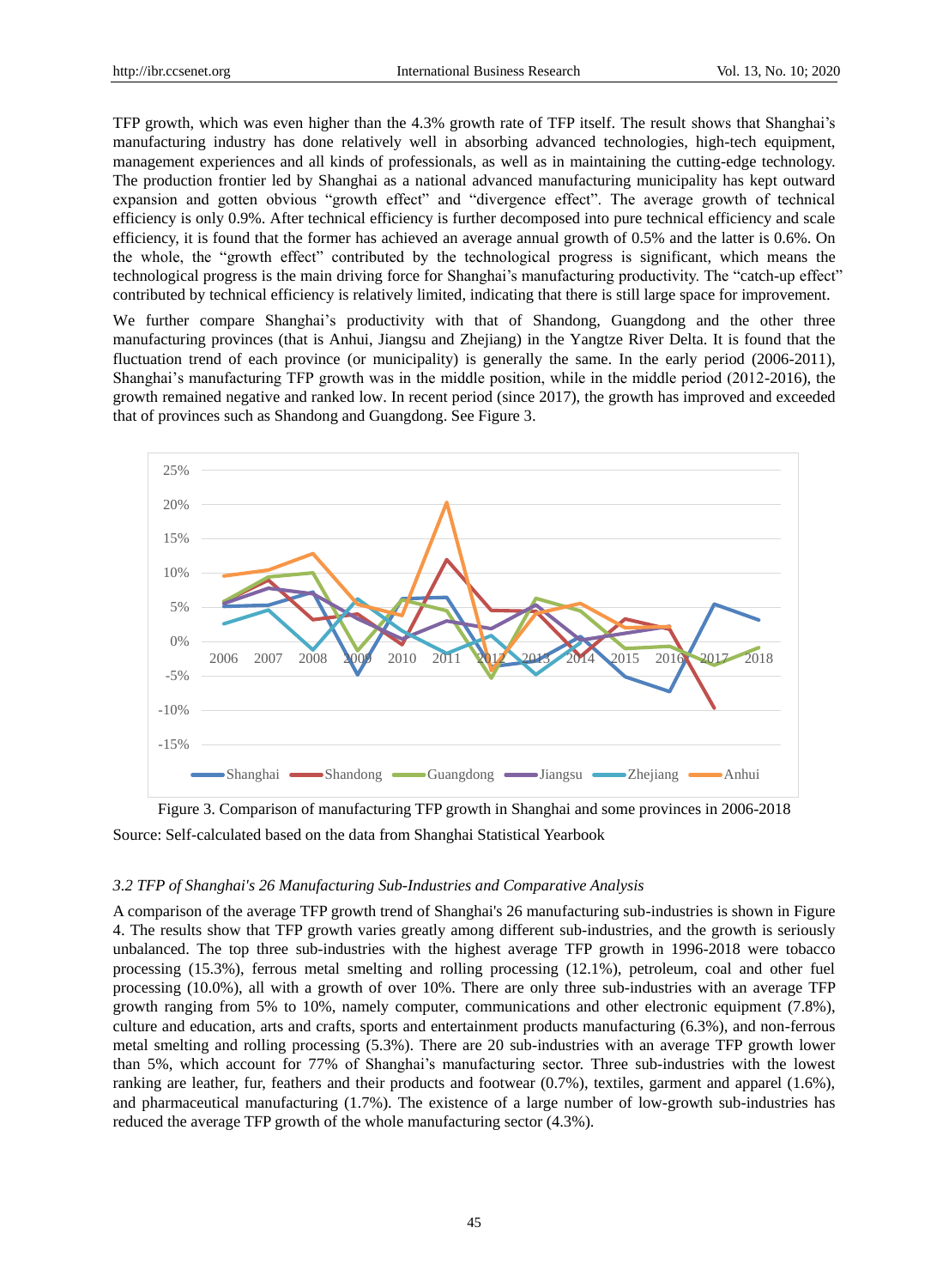TFP growth, which was even higher than the 4.3% growth rate of TFP itself. The result shows that Shanghai's manufacturing industry has done relatively well in absorbing advanced technologies, high-tech equipment, management experiences and all kinds of professionals, as well as in maintaining the cutting-edge technology. The production frontier led by Shanghai as a national advanced manufacturing municipality has kept outward expansion and gotten obvious "growth effect" and "divergence effect". The average growth of technical efficiency is only 0.9%. After technical efficiency is further decomposed into pure technical efficiency and scale efficiency, it is found that the former has achieved an average annual growth of 0.5% and the latter is 0.6%. On the whole, the "growth effect" contributed by the technological progress is significant, which means the technological progress is the main driving force for Shanghai's manufacturing productivity. The "catch-up effect" contributed by technical efficiency is relatively limited, indicating that there is still large space for improvement.

We further compare Shanghai's productivity with that of Shandong, Guangdong and the other three manufacturing provinces (that is Anhui, Jiangsu and Zhejiang) in the Yangtze River Delta. It is found that the fluctuation trend of each province (or municipality) is generally the same. In the early period (2006-2011), Shanghai's manufacturing TFP growth was in the middle position, while in the middle period (2012-2016), the growth remained negative and ranked low. In recent period (since 2017), the growth has improved and exceeded that of provinces such as Shandong and Guangdong. See Figure 3.

Figure 3. Comparison of manufacturing TFP growth in Shanghai and some provinces in 2006-2018

Source: Self-calculated based on the data from Shanghai Statistical Yearbook

### *3.2 TFP of Shanghai's 26 Manufacturing Sub-Industries and Comparative Analysis*

A comparison of the average TFP growth trend of Shanghai's 26 manufacturing sub-industries is shown in Figure 4. The results show that TFP growth varies greatly among different sub-industries, and the growth is seriously unbalanced. The top three sub-industries with the highest average TFP growth in 1996-2018 were tobacco processing (15.3%), ferrous metal smelting and rolling processing (12.1%), petroleum, coal and other fuel processing (10.0%), all with a growth of over 10%. There are only three sub-industries with an average TFP growth ranging from 5% to 10%, namely computer, communications and other electronic equipment (7.8%), culture and education, arts and crafts, sports and entertainment products manufacturing (6.3%), and non-ferrous metal smelting and rolling processing (5.3%). There are 20 sub-industries with an average TFP growth lower than 5%, which account for 77% of Shanghai's manufacturing sector. Three sub-industries with the lowest ranking are leather, fur, feathers and their products and footwear (0.7%), textiles, garment and apparel (1.6%), and pharmaceutical manufacturing (1.7%). The existence of a large number of low-growth sub-industries has reduced the average TFP growth of the whole manufacturing sector (4.3%).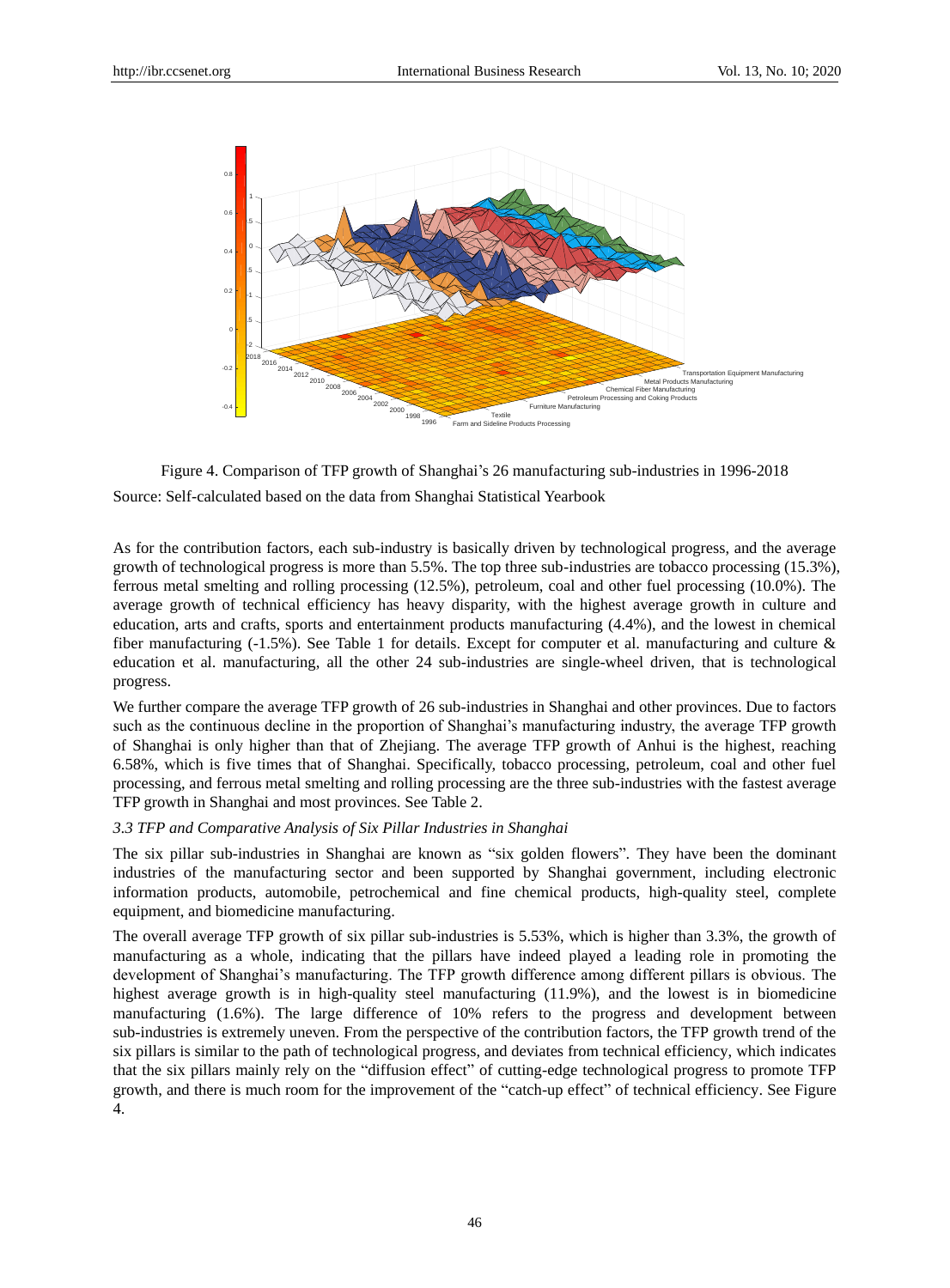Figure 4. Comparison of TFP growth of Shanghai's 26 manufacturing sub-industries in 1996-2018

Source: Self-calculated based on the data from Shanghai Statistical Yearbook

As for the contribution factors, each sub-industry is basically driven by technological progress, and the average growth of technological progress is more than 5.5%. The top three sub-industries are tobacco processing (15.3%), ferrous metal smelting and rolling processing (12.5%), petroleum, coal and other fuel processing (10.0%). The average growth of technical efficiency has heavy disparity, with the highest average growth in culture and education, arts and crafts, sports and entertainment products manufacturing (4.4%), and the lowest in chemical fiber manufacturing (-1.5%). See Table 1 for details. Except for computer et al. manufacturing and culture & education et al. manufacturing, all the other 24 sub-industries are single-wheel driven, that is technological progress.

We further compare the average TFP growth of 26 sub-industries in Shanghai and other provinces. Due to factors such as the continuous decline in the proportion of Shanghai's manufacturing industry, the average TFP growth of Shanghai is only higher than that of Zhejiang. The average TFP growth of Anhui is the highest, reaching 6.58%, which is five times that of Shanghai. Specifically, tobacco processing, petroleum, coal and other fuel processing, and ferrous metal smelting and rolling processing are the three sub-industries with the fastest average TFP growth in Shanghai and most provinces. See Table 2.

### *3.3 TFP and Comparative Analysis of Six Pillar Industries in Shanghai*

The six pillar sub-industries in Shanghai are known as "six golden flowers". They have been the dominant industries of the manufacturing sector and been supported by Shanghai government, including electronic information products, automobile, petrochemical and fine chemical products, high-quality steel, complete equipment, and biomedicine manufacturing.

The overall average TFP growth of six pillar sub-industries is 5.53%, which is higher than 3.3%, the growth of manufacturing as a whole, indicating that the pillars have indeed played a leading role in promoting the development of Shanghai's manufacturing. The TFP growth difference among different pillars is obvious. The highest average growth is in high-quality steel manufacturing (11.9%), and the lowest is in biomedicine manufacturing (1.6%). The large difference of 10% refers to the progress and development between sub-industries is extremely uneven. From the perspective of the contribution factors, the TFP growth trend of the six pillars is similar to the path of technological progress, and deviates from technical efficiency, which indicates that the six pillars mainly rely on the "diffusion effect" of cutting-edge technological progress to promote TFP growth, and there is much room for the improvement of the "catch-up effect" of technical efficiency. See Figure 4.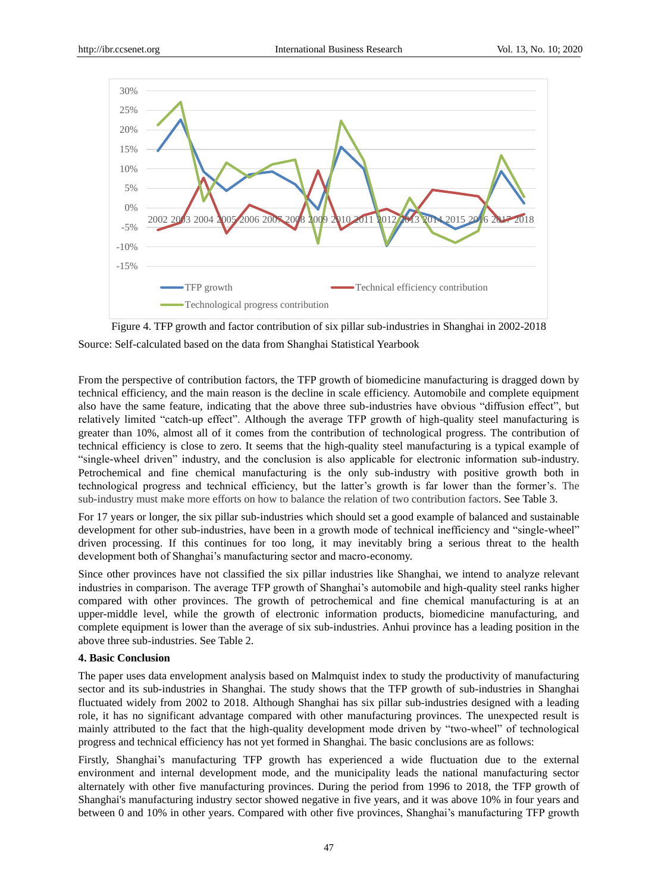Figure 4. TFP growth and factor contribution of six pillar sub-industries in Shanghai in 2002-2018

Source: Self-calculated based on the data from Shanghai Statistical Yearbook

From the perspective of contribution factors, the TFP growth of biomedicine manufacturing is dragged down by technical efficiency, and the main reason is the decline in scale efficiency. Automobile and complete equipment also have the same feature, indicating that the above three sub-industries have obvious "diffusion effect", but relatively limited "catch-up effect". Although the average TFP growth of high-quality steel manufacturing is greater than 10%, almost all of it comes from the contribution of technological progress. The contribution of technical efficiency is close to zero. It seems that the high-quality steel manufacturing is a typical example of "single-wheel driven" industry, and the conclusion is also applicable for electronic information sub-industry. Petrochemical and fine chemical manufacturing is the only sub-industry with positive growth both in technological progress and technical efficiency, but the latter's growth is far lower than the former's. The sub-industry must make more efforts on how to balance the relation of two contribution factors. See Table 3.

For 17 years or longer, the six pillar sub-industries which should set a good example of balanced and sustainable development for other sub-industries, have been in a growth mode of technical inefficiency and "single-wheel" driven processing. If this continues for too long, it may inevitably bring a serious threat to the health development both of Shanghai's manufacturing sector and macro-economy.

Since other provinces have not classified the six pillar industries like Shanghai, we intend to analyze relevant industries in comparison. The average TFP growth of Shanghai's automobile and high-quality steel ranks higher compared with other provinces. The growth of petrochemical and fine chemical manufacturing is at an upper-middle level, while the growth of electronic information products, biomedicine manufacturing, and complete equipment is lower than the average of six sub-industries. Anhui province has a leading position in the above three sub-industries. See Table 2.

## 4. Basic Conclusion

The paper uses data envelopment analysis based on Malmquist index to study the productivity of manufacturing sector and its sub-industries in Shanghai. The study shows that the TFP growth of sub-industries in Shanghai fluctuated widely from 2002 to 2018. Although Shanghai has six pillar sub-industries designed with a leading role, it has no significant advantage compared with other manufacturing provinces. The unexpected result is mainly attributed to the fact that the high-quality development mode driven by "two-wheel" of technological progress and technical efficiency has not yet formed in Shanghai. The basic conclusions are as follows:

Firstly, Shanghai's manufacturing TFP growth has experienced a wide fluctuation due to the external environment and internal development mode, and the municipality leads the national manufacturing sector alternately with other five manufacturing provinces. During the period from 1996 to 2018, the TFP growth of Shanghai's manufacturing industry sector showed negative in five years, and it was above 10% in four years and between 0 and 10% in other years. Compared with other five provinces, Shanghai's manufacturing TFP growth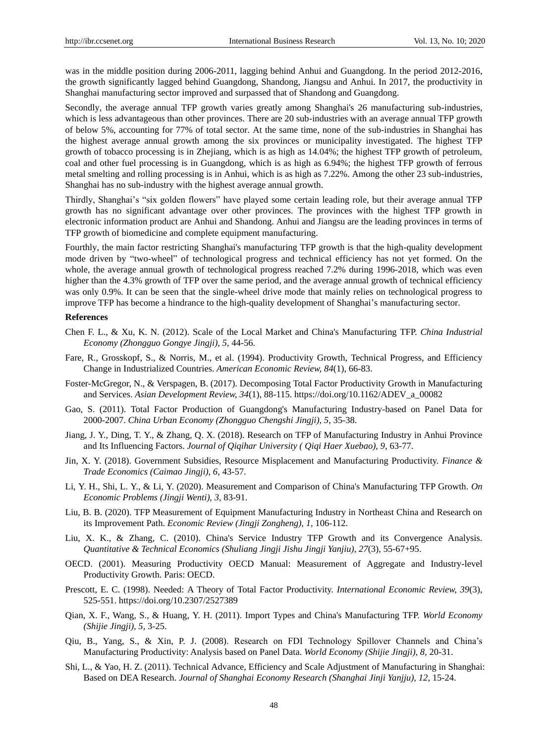was in the middle position during 2006-2011, lagging behind Anhui and Guangdong. In the period 2012-2016, the growth significantly lagged behind Guangdong, Shandong, Jiangsu and Anhui. In 2017, the productivity in Shanghai manufacturing sector improved and surpassed that of Shandong and Guangdong.

Secondly, the average annual TFP growth varies greatly among Shanghai's 26 manufacturing sub-industries, which is less advantageous than other provinces. There are 20 sub-industries with an average annual TFP growth of below 5%, accounting for 77% of total sector. At the same time, none of the sub-industries in Shanghai has the highest average annual growth among the six provinces or municipality investigated. The highest TFP growth of tobacco processing is in Zhejiang, which is as high as 14.04%; the highest TFP growth of petroleum, coal and other fuel processing is in Guangdong, which is as high as 6.94%; the highest TFP growth of ferrous metal smelting and rolling processing is in Anhui, which is as high as 7.22%. Among the other 23 sub-industries, Shanghai has no sub-industry with the highest average annual growth.

Thirdly, Shanghai's "six golden flowers" have played some certain leading role, but their average annual TFP growth has no significant advantage over other provinces. The provinces with the highest TFP growth in electronic information product are Anhui and Shandong. Anhui and Jiangsu are the leading provinces in terms of TFP growth of biomedicine and complete equipment manufacturing.

Fourthly, the main factor restricting Shanghai's manufacturing TFP growth is that the high-quality development mode driven by "two-wheel" of technological progress and technical efficiency has not yet formed. On the whole, the average annual growth of technological progress reached 7.2% during 1996-2018, which was even higher than the 4.3% growth of TFP over the same period, and the average annual growth of technical efficiency was only 0.9%. It can be seen that the single-wheel drive mode that mainly relies on technological progress to improve TFP has become a hindrance to the high-quality development of Shanghai's manufacturing sector.

## References

Chen F. L., & Xu, K. N. (2012). Scale of the Local Market and China's Manufacturing TFP. *China Industrial Economy (Zhongguo Gongye Jingji), 5,* 44-56.

Fare, R., Grosskopf, S., & Norris, M., et al. (1994). Productivity Growth, Technical Progress, and Efficiency Change in Industrialized Countries. *American Economic Review, 84*(1), 66-83.

Foster-McGregor, N., & Verspagen, B. (2017). Decomposing Total Factor Productivity Growth in Manufacturing and Services. *Asian Development Review, 34*(1), 88-115. https://doi.org/10.1162/ADEV_a_00082

Gao, S. (2011). Total Factor Production of Guangdong's Manufacturing Industry-based on Panel Data for 2000-2007. *China Urban Economy (Zhongguo Chengshi Jingji), 5*, 35-38.

Jiang, J. Y., Ding, T. Y., & Zhang, Q. X. (2018). Research on TFP of Manufacturing Industry in Anhui Province and Its Influencing Factors. *Journal of Qiqihar University ( Qiqi Haer Xuebao), 9*, 63-77.

Jin, X. Y. (2018). Government Subsidies, Resource Misplacement and Manufacturing Productivity. *Finance & Trade Economics (Caimao Jingji), 6,* 43-57.

Li, Y. H., Shi, L. Y., & Li, Y. (2020). Measurement and Comparison of China's Manufacturing TFP Growth. *On Economic Problems (Jingji Wenti), 3,* 83-91.

Liu, B. B. (2020). TFP Measurement of Equipment Manufacturing Industry in Northeast China and Research on its Improvement Path. *Economic Review (Jingji Zongheng), 1*, 106-112.

Liu, X. K., & Zhang, C. (2010). China's Service Industry TFP Growth and its Convergence Analysis. *Quantitative & Technical Economics (Shuliang Jingji Jishu Jingji Yanjiu), 27*(3), 55-67+95.

OECD. (2001). Measuring Productivity OECD Manual: Measurement of Aggregate and Industry-level Productivity Growth. Paris: OECD.

Prescott, E. C. (1998). Needed: A Theory of Total Factor Productivity. *International Economic Review, 39*(3), 525-551. https://doi.org/10.2307/2527389

Qian, X. F., Wang, S., & Huang, Y. H. (2011). Import Types and China's Manufacturing TFP. *World Economy (Shijie Jingji), 5,* 3-25.

Qiu, B., Yang, S., & Xin, P. J. (2008). Research on FDI Technology Spillover Channels and China's Manufacturing Productivity: Analysis based on Panel Data. *World Economy (Shijie Jingji), 8,* 20-31.

Shi, L., & Yao, H. Z. (2011). Technical Advance, Efficiency and Scale Adjustment of Manufacturing in Shanghai: Based on DEA Research. *Journal of Shanghai Economy Research (Shanghai Jinji Yanjju), 12*, 15-24.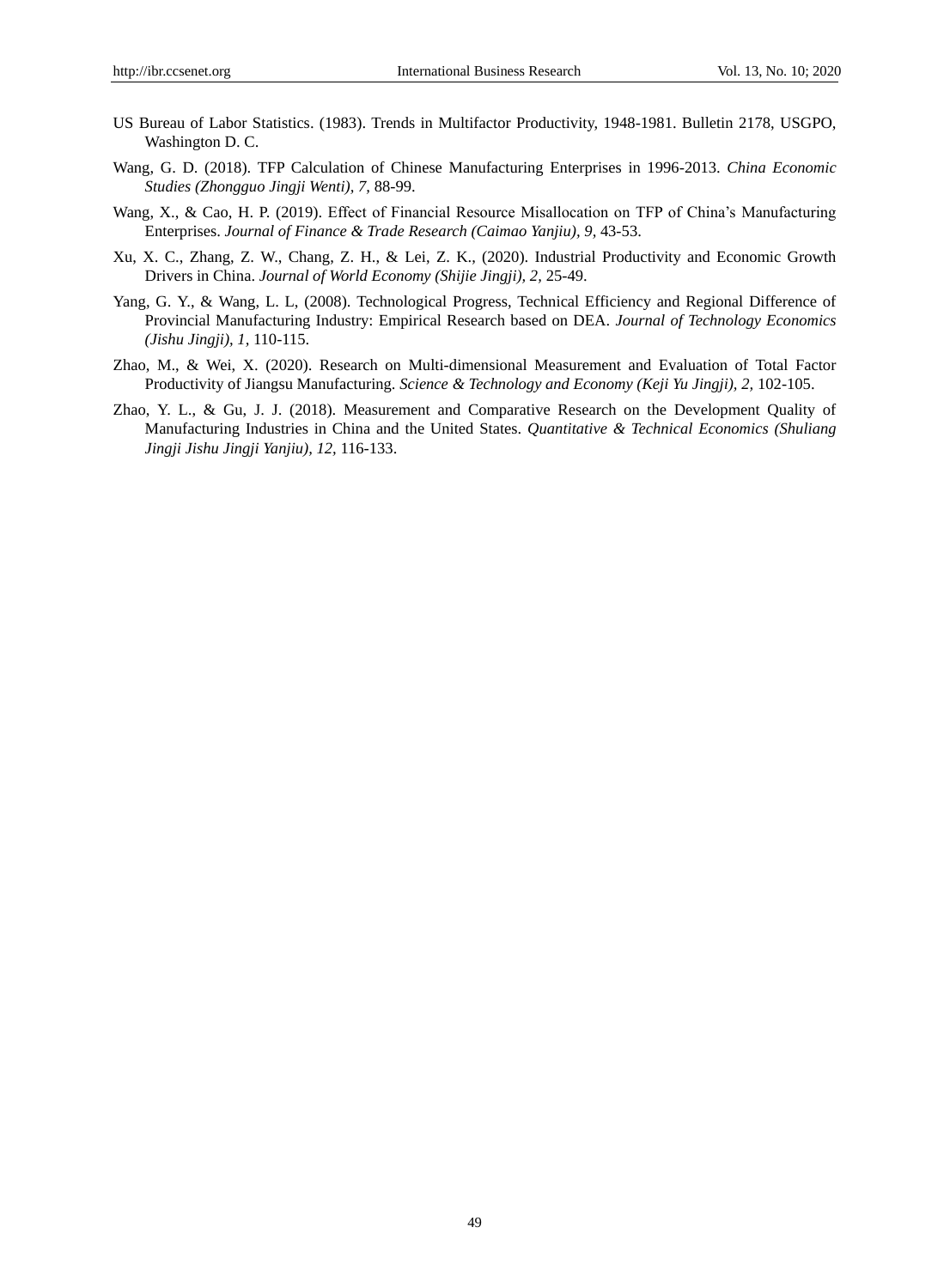US Bureau of Labor Statistics. (1983). Trends in Multifactor Productivity, 1948-1981. Bulletin 2178, USGPO, Washington D. C.

Wang, G. D. (2018). TFP Calculation of Chinese Manufacturing Enterprises in 1996-2013. *China Economic Studies (Zhongguo Jingji Wenti), 7*, 88-99.

Wang, X., & Cao, H. P. (2019). Effect of Financial Resource Misallocation on TFP of China's Manufacturing Enterprises. *Journal of Finance & Trade Research (Caimao Yanjiu), 9*, 43-53.

Xu, X. C., Zhang, Z. W., Chang, Z. H., & Lei, Z. K., (2020). Industrial Productivity and Economic Growth Drivers in China. *Journal of World Economy (Shijie Jingji), 2*, 25-49.

Yang, G. Y., & Wang, L. L, (2008). Technological Progress, Technical Efficiency and Regional Difference of Provincial Manufacturing Industry: Empirical Research based on DEA. *Journal of Technology Economics (Jishu Jingji), 1*, 110-115.

Zhao, M., & Wei, X. (2020). Research on Multi-dimensional Measurement and Evaluation of Total Factor Productivity of Jiangsu Manufacturing. *Science & Technology and Economy (Keji Yu Jingji), 2*, 102-105.

Zhao, Y. L., & Gu, J. J. (2018). Measurement and Comparative Research on the Development Quality of Manufacturing Industries in China and the United States. *Quantitative & Technical Economics (Shuliang Jingji Jishu Jingji Yanjiu), 12*, 116-133.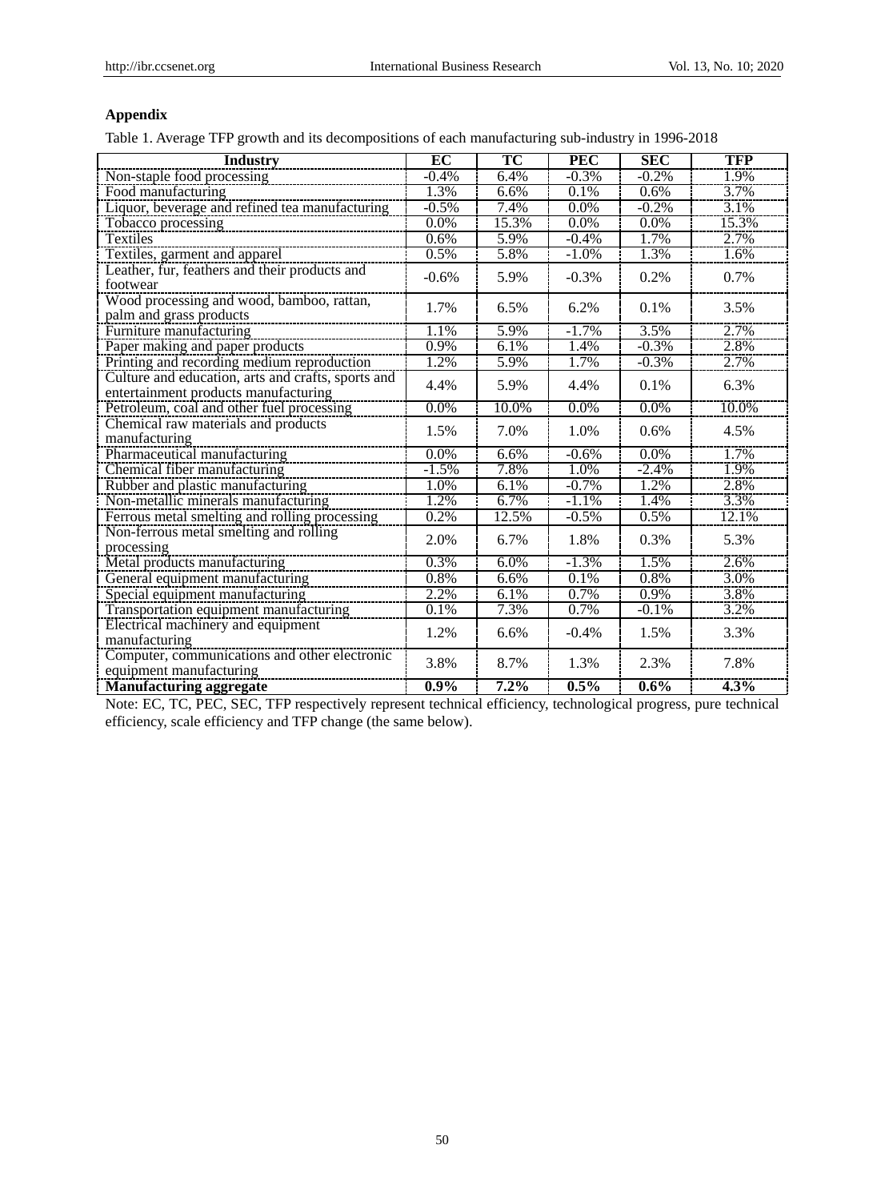## Appendix

Table 1. Average TFP growth and its decompositions of each manufacturing sub-industry in 1996-2018

| Industry | EC | TC | PEC | SEC | TFP |
|---|---|---|---|---|---|
| Non-staple food processing | -0.4% | 6.4% | -0.3% | -0.2% | 1.9% |
| Food manufacturing | 1.3% | 6.6% | 0.1% | 0.6% | 3.7% |
| Liquor, beverage and refined tea manufacturing | -0.5% | 7.4% | 0.0% | -0.2% | 3.1% |
| Tobacco processing | 0.0% | 15.3% | 0.0% | 0.0% | 15.3% |
| Textiles | 0.6% | 5.9% | -0.4% | 1.7% | 2.7% |
| Textiles, garment and apparel | 0.5% | 5.8% | -1.0% | 1.3% | 1.6% |
| Leather, fur, feathers and their products and footwear | -0.6% | 5.9% | -0.3% | 0.2% | 0.7% |
| Wood processing and wood, bamboo, rattan, palm and grass products | 1.7% | 6.5% | 6.2% | 0.1% | 3.5% |
| Furniture manufacturing | 1.1% | 5.9% | -1.7% | 3.5% | 2.7% |
| Paper making and paper products | 0.9% | 6.1% | 1.4% | -0.3% | 2.8% |
| Printing and recording medium reproduction | 1.2% | 5.9% | 1.7% | -0.3% | 2.7% |
| Culture and education, arts and crafts, sports and entertainment products manufacturing | 4.4% | 5.9% | 4.4% | 0.1% | 6.3% |
| Petroleum, coal and other fuel processing | 0.0% | 10.0% | 0.0% | 0.0% | 10.0% |
| Chemical raw materials and products manufacturing | 1.5% | 7.0% | 1.0% | 0.6% | 4.5% |
| Pharmaceutical manufacturing | 0.0% | 6.6% | -0.6% | 0.0% | 1.7% |
| Chemical fiber manufacturing | -1.5% | 7.8% | 1.0% | -2.4% | 1.9% |
| Rubber and plastic manufacturing | 1.0% | 6.1% | -0.7% | 1.2% | 2.8% |
| Non-metallic minerals manufacturing | 1.2% | 6.7% | -1.1% | 1.4% | 3.3% |
| Ferrous metal smelting and rolling processing | 0.2% | 12.5% | -0.5% | 0.5% | 12.1% |
| Non-ferrous metal smelting and rolling processing | 2.0% | 6.7% | 1.8% | 0.3% | 5.3% |
| Metal products manufacturing | 0.3% | 6.0% | -1.3% | 1.5% | 2.6% |
| General equipment manufacturing | 0.8% | 6.6% | 0.1% | 0.8% | 3.0% |
| Special equipment manufacturing | 2.2% | 6.1% | 0.7% | 0.9% | 3.8% |
| Transportation equipment manufacturing | 0.1% | 7.3% | 0.7% | -0.1% | 3.2% |
| Electrical machinery and equipment manufacturing | 1.2% | 6.6% | -0.4% | 1.5% | 3.3% |
| Computer, communications and other electronic equipment manufacturing | 3.8% | 8.7% | 1.3% | 2.3% | 7.8% |
| **Manufacturing aggregate** | **0.9%** | **7.2%** | **0.5%** | **0.6%** | **4.3%** |

Note: EC, TC, PEC, SEC, TFP respectively represent technical efficiency, technological progress, pure technical efficiency, scale efficiency and TFP change (the same below).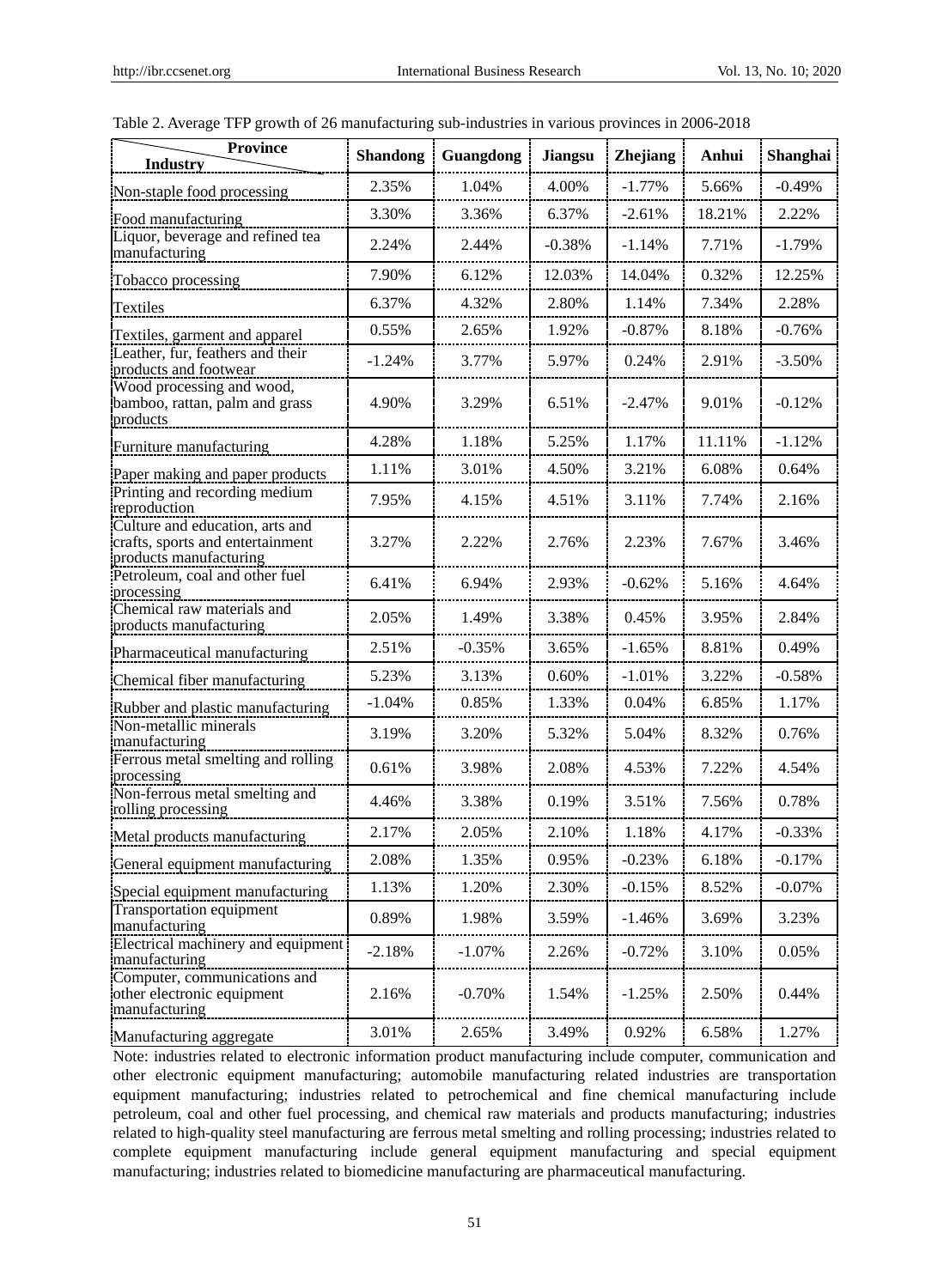Table 2. Average TFP growth of 26 manufacturing sub-industries in various provinces in 2006-2018

| Industry \ Province | Shandong | Guangdong | Jiangsu | Zhejiang | Anhui | Shanghai |
|---|---|---|---|---|---|---|
| Non-staple food processing | 2.35% | 1.04% | 4.00% | -1.77% | 5.66% | -0.49% |
| Food manufacturing | 3.30% | 3.36% | 6.37% | -2.61% | 18.21% | 2.22% |
| Liquor, beverage and refined tea manufacturing | 2.24% | 2.44% | -0.38% | -1.14% | 7.71% | -1.79% |
| Tobacco processing | 7.90% | 6.12% | 12.03% | 14.04% | 0.32% | 12.25% |
| Textiles | 6.37% | 4.32% | 2.80% | 1.14% | 7.34% | 2.28% |
| Textiles, garment and apparel | 0.55% | 2.65% | 1.92% | -0.87% | 8.18% | -0.76% |
| Leather, fur, feathers and their products and footwear | -1.24% | 3.77% | 5.97% | 0.24% | 2.91% | -3.50% |
| Wood processing and wood, bamboo, rattan, palm and grass products | 4.90% | 3.29% | 6.51% | -2.47% | 9.01% | -0.12% |
| Furniture manufacturing | 4.28% | 1.18% | 5.25% | 1.17% | 11.11% | -1.12% |
| Paper making and paper products | 1.11% | 3.01% | 4.50% | 3.21% | 6.08% | 0.64% |
| Printing and recording medium reproduction | 7.95% | 4.15% | 4.51% | 3.11% | 7.74% | 2.16% |
| Culture and education, arts and crafts, sports and entertainment products manufacturing | 3.27% | 2.22% | 2.76% | 2.23% | 7.67% | 3.46% |
| Petroleum, coal and other fuel processing | 6.41% | 6.94% | 2.93% | -0.62% | 5.16% | 4.64% |
| Chemical raw materials and products manufacturing | 2.05% | 1.49% | 3.38% | 0.45% | 3.95% | 2.84% |
| Pharmaceutical manufacturing | 2.51% | -0.35% | 3.65% | -1.65% | 8.81% | 0.49% |
| Chemical fiber manufacturing | 5.23% | 3.13% | 0.60% | -1.01% | 3.22% | -0.58% |
| Rubber and plastic manufacturing | -1.04% | 0.85% | 1.33% | 0.04% | 6.85% | 1.17% |
| Non-metallic minerals manufacturing | 3.19% | 3.20% | 5.32% | 5.04% | 8.32% | 0.76% |
| Ferrous metal smelting and rolling processing | 0.61% | 3.98% | 2.08% | 4.53% | 7.22% | 4.54% |
| Non-ferrous metal smelting and rolling processing | 4.46% | 3.38% | 0.19% | 3.51% | 7.56% | 0.78% |
| Metal products manufacturing | 2.17% | 2.05% | 2.10% | 1.18% | 4.17% | -0.33% |
| General equipment manufacturing | 2.08% | 1.35% | 0.95% | -0.23% | 6.18% | -0.17% |
| Special equipment manufacturing | 1.13% | 1.20% | 2.30% | -0.15% | 8.52% | -0.07% |
| Transportation equipment manufacturing | 0.89% | 1.98% | 3.59% | -1.46% | 3.69% | 3.23% |
| Electrical machinery and equipment manufacturing | -2.18% | -1.07% | 2.26% | -0.72% | 3.10% | 0.05% |
| Computer, communications and other electronic equipment manufacturing | 2.16% | -0.70% | 1.54% | -1.25% | 2.50% | 0.44% |
| Manufacturing aggregate | 3.01% | 2.65% | 3.49% | 0.92% | 6.58% | 1.27% |

Note: industries related to electronic information product manufacturing include computer, communication and other electronic equipment manufacturing; automobile manufacturing related industries are transportation equipment manufacturing; industries related to petrochemical and fine chemical manufacturing include petroleum, coal and other fuel processing, and chemical raw materials and products manufacturing; industries related to high-quality steel manufacturing are ferrous metal smelting and rolling processing; industries related to complete equipment manufacturing include general equipment manufacturing and special equipment manufacturing; industries related to biomedicine manufacturing are pharmaceutical manufacturing.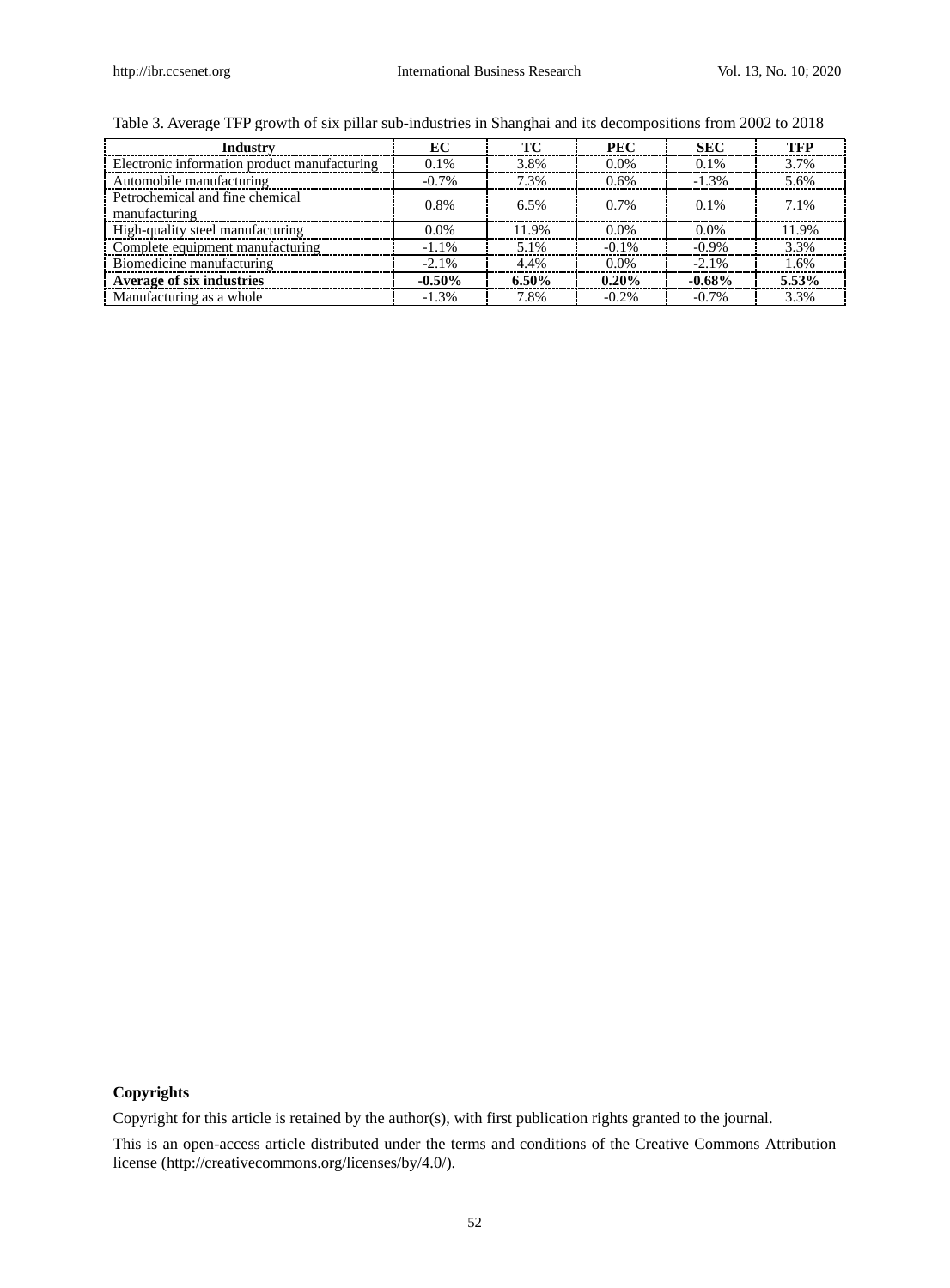Table 3. Average TFP growth of six pillar sub-industries in Shanghai and its decompositions from 2002 to 2018

| Industry | EC | TC | PEC | SEC | TFP |
|---|---|---|---|---|---|
| Electronic information product manufacturing | 0.1% | 3.8% | 0.0% | 0.1% | 3.7% |
| Automobile manufacturing | -0.7% | 7.3% | 0.6% | -1.3% | 5.6% |
| Petrochemical and fine chemical manufacturing | 0.8% | 6.5% | 0.7% | 0.1% | 7.1% |
| High-quality steel manufacturing | 0.0% | 11.9% | 0.0% | 0.0% | 11.9% |
| Complete equipment manufacturing | -1.1% | 5.1% | -0.1% | -0.9% | 3.3% |
| Biomedicine manufacturing | -2.1% | 4.4% | 0.0% | -2.1% | 1.6% |
| **Average of six industries** | **-0.50%** | **6.50%** | **0.20%** | **-0.68%** | **5.53%** |
| Manufacturing as a whole | -1.3% | 7.8% | -0.2% | -0.7% | 3.3% |

**Copyrights**

Copyright for this article is retained by the author(s), with first publication rights granted to the journal.

This is an open-access article distributed under the terms and conditions of the Creative Commons Attribution license (http://creativecommons.org/licenses/by/4.0/).